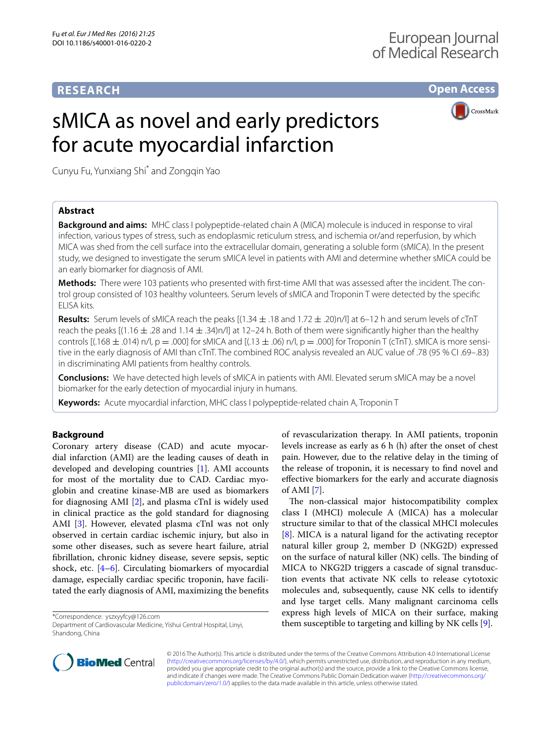**RESEARCH**

**Open Access**

# sMICA as novel and early predictors for acute myocardial infarction

Cunyu Fu, Yunxiang Shi* and Zongqin Yao

## Abstract

**Background and aims:** MHC class I polypeptide-related chain A (MICA) molecule is induced in response to viral infection, various types of stress, such as endoplasmic reticulum stress, and ischemia or/and reperfusion, by which MICA was shed from the cell surface into the extracellular domain, generating a soluble form (sMICA). In the present study, we designed to investigate the serum sMICA level in patients with AMI and determine whether sMICA could be an early biomarker for diagnosis of AMI.

**Methods:** There were 103 patients who presented with first-time AMI that was assessed after the incident. The control group consisted of 103 healthy volunteers. Serum levels of sMICA and Troponin T were detected by the specific ELISA kits.

**Results:** Serum levels of sMICA reach the peaks [(1.34 ± .18 and 1.72 ± .20)n/l] at 6–12 h and serum levels of cTnT reach the peaks [(1.16 ± .28 and 1.14 ± .34)n/l] at 12–24 h. Both of them were significantly higher than the healthy controls [(.168 ± .014) n/l, p = .000] for sMICA and [(.13 ± .06) n/l, p = .000] for Troponin T (cTnT). sMICA is more sensitive in the early diagnosis of AMI than cTnT. The combined ROC analysis revealed an AUC value of .78 (95 % CI .69–.83) in discriminating AMI patients from healthy controls.

**Conclusions:** We have detected high levels of sMICA in patients with AMI. Elevated serum sMICA may be a novel biomarker for the early detection of myocardial injury in humans.

**Keywords:** Acute myocardial infarction, MHC class I polypeptide-related chain A, Troponin T

## Background

Coronary artery disease (CAD) and acute myocardial infarction (AMI) are the leading causes of death in developed and developing countries [1]. AMI accounts for most of the mortality due to CAD. Cardiac myoglobin and creatine kinase-MB are used as biomarkers for diagnosing AMI [2], and plasma cTnI is widely used in clinical practice as the gold standard for diagnosing AMI [3]. However, elevated plasma cTnI was not only observed in certain cardiac ischemic injury, but also in some other diseases, such as severe heart failure, atrial fibrillation, chronic kidney disease, severe sepsis, septic shock, etc. [4–6]. Circulating biomarkers of myocardial damage, especially cardiac specific troponin, have facilitated the early diagnosis of AMI, maximizing the benefits of revascularization therapy. In AMI patients, troponin levels increase as early as 6 h (h) after the onset of chest pain. However, due to the relative delay in the timing of the release of troponin, it is necessary to find novel and effective biomarkers for the early and accurate diagnosis of AMI [7].

The non-classical major histocompatibility complex class I (MHCI) molecule A (MICA) has a molecular structure similar to that of the classical MHCI molecules [8]. MICA is a natural ligand for the activating receptor natural killer group 2, member D (NKG2D) expressed on the surface of natural killer (NK) cells. The binding of MICA to NKG2D triggers a cascade of signal transduction events that activate NK cells to release cytotoxic molecules and, subsequently, cause NK cells to identify and lyse target cells. Many malignant carcinoma cells express high levels of MICA on their surface, making them susceptible to targeting and killing by NK cells [9].

*Correspondence: yszxyyfcy@126.com
Department of Cardiovascular Medicine, Yishui Central Hospital, Linyi, Shandong, China

© 2016 The Author(s). This article is distributed under the terms of the Creative Commons Attribution 4.0 International License (http://creativecommons.org/licenses/by/4.0/), which permits unrestricted use, distribution, and reproduction in any medium, provided you give appropriate credit to the original author(s) and the source, provide a link to the Creative Commons license, and indicate if changes were made. The Creative Commons Public Domain Dedication waiver (http://creativecommons.org/publicdomain/zero/1.0/) applies to the data made available in this article, unless otherwise stated.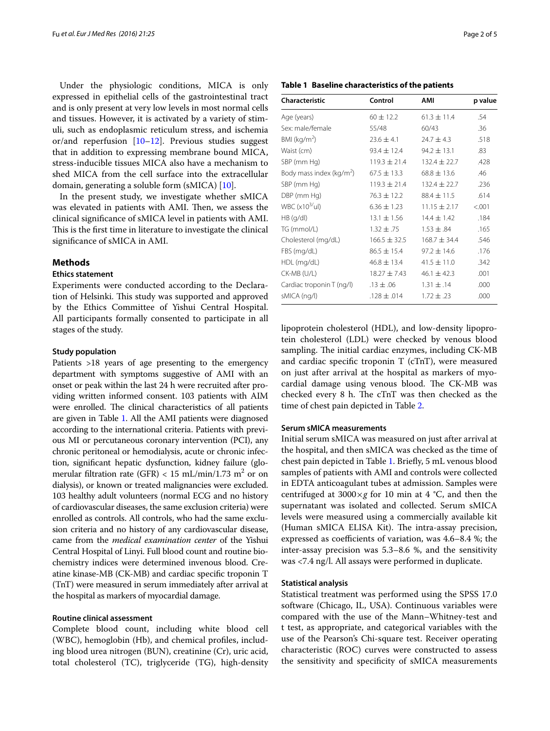Under the physiologic conditions, MICA is only expressed in epithelial cells of the gastrointestinal tract and is only present at very low levels in most normal cells and tissues. However, it is activated by a variety of stimuli, such as endoplasmic reticulum stress, and ischemia or/and reperfusion [10–12]. Previous studies suggest that in addition to expressing membrane bound MICA, stress-inducible tissues MICA also have a mechanism to shed MICA from the cell surface into the extracellular domain, generating a soluble form (sMICA) [10].

In the present study, we investigate whether sMICA was elevated in patients with AMI. Then, we assess the clinical significance of sMICA level in patients with AMI. This is the first time in literature to investigate the clinical significance of sMICA in AMI.

## Methods

### Ethics statement

Experiments were conducted according to the Declaration of Helsinki. This study was supported and approved by the Ethics Committee of Yishui Central Hospital. All participants formally consented to participate in all stages of the study.

#### Study population

Patients >18 years of age presenting to the emergency department with symptoms suggestive of AMI with an onset or peak within the last 24 h were recruited after providing written informed consent. 103 patients with AIM were enrolled. The clinical characteristics of all patients are given in Table 1. All the AMI patients were diagnosed according to the international criteria. Patients with previous MI or percutaneous coronary intervention (PCI), any chronic peritoneal or hemodialysis, acute or chronic infection, significant hepatic dysfunction, kidney failure (glomerular filtration rate (GFR) < 15 mL/min/1.73 m$^2$ or on dialysis), or known or treated malignancies were excluded. 103 healthy adult volunteers (normal ECG and no history of cardiovascular diseases, the same exclusion criteria) were enrolled as controls. All controls, who had the same exclusion criteria and no history of any cardiovascular disease, came from the *medical examination center* of the Yishui Central Hospital of Linyi. Full blood count and routine biochemistry indices were determined invenous blood. Creatine kinase-MB (CK-MB) and cardiac specific troponin T (TnT) were measured in serum immediately after arrival at the hospital as markers of myocardial damage.

#### Routine clinical assessment

Complete blood count, including white blood cell (WBC), hemoglobin (Hb), and chemical profiles, including blood urea nitrogen (BUN), creatinine (Cr), uric acid, total cholesterol (TC), triglyceride (TG), high-density lipoprotein cholesterol (HDL), and low-density lipoprotein cholesterol (LDL) were checked by venous blood sampling. The initial cardiac enzymes, including CK-MB and cardiac specific troponin T (cTnT), were measured on just after arrival at the hospital as markers of myocardial damage using venous blood. The CK-MB was checked every 8 h. The cTnT was then checked as the time of chest pain depicted in Table 2.

**Table 1 Baseline characteristics of the patients**

| Characteristic | Control | AMI | p value |
|---|---|---|---|
| Age (years) | 60 ± 12.2 | 61.3 ± 11.4 | .54 |
| Sex: male/female | 55/48 | 60/43 | .36 |
| BMI (kg/m$^2$) | 23.6 ± 4.1 | 24.7 ± 4.3 | .518 |
| Waist (cm) | 93.4 ± 12.4 | 94.2 ± 13.1 | .83 |
| SBP (mm Hg) | 119.3 ± 21.4 | 132.4 ± 22.7 | .428 |
| Body mass index (kg/m$^2$) | 67.5 ± 13.3 | 68.8 ± 13.6 | .46 |
| SBP (mm Hg) | 119.3 ± 21.4 | 132.4 ± 22.7 | .236 |
| DBP (mm Hg) | 76.3 ± 12.2 | 88.4 ± 11.5 | .614 |
| WBC (x10$^3$/ul) | 6.36 ± 1.23 | 11.15 ± 2.17 | <.001 |
| HB (g/dl) | 13.1 ± 1.56 | 14.4 ± 1.42 | .184 |
| TG (mmol/L) | 1.32 ± .75 | 1.53 ± .84 | .165 |
| Cholesterol (mg/dL) | 166.5 ± 32.5 | 168.7 ± 34.4 | .546 |
| FBS (mg/dL) | 86.5 ± 15.4 | 97.2 ± 14.6 | .176 |
| HDL (mg/dL) | 46.8 ± 13.4 | 41.5 ± 11.0 | .342 |
| CK-MB (U/L) | 18.27 ± 7.43 | 46.1 ± 42.3 | .001 |
| Cardiac troponin T (ng/l) | .13 ± .06 | 1.31 ± .14 | .000 |
| sMICA (ng/l) | .128 ± .014 | 1.72 ± .23 | .000 |

#### Serum sMICA measurements

Initial serum sMICA was measured on just after arrival at the hospital, and then sMICA was checked as the time of chest pain depicted in Table 1. Briefly, 5 mL venous blood samples of patients with AMI and controls were collected in EDTA anticoagulant tubes at admission. Samples were centrifuged at 3000×*g* for 10 min at 4 °C, and then the supernatant was isolated and collected. Serum sMICA levels were measured using a commercially available kit (Human sMICA ELISA Kit). The intra-assay precision, expressed as coefficients of variation, was 4.6–8.4 %; the inter-assay precision was 5.3–8.6 %, and the sensitivity was <7.4 ng/l. All assays were performed in duplicate.

#### Statistical analysis

Statistical treatment was performed using the SPSS 17.0 software (Chicago, IL, USA). Continuous variables were compared with the use of the Mann–Whitney-test and t test, as appropriate, and categorical variables with the use of the Pearson's Chi-square test. Receiver operating characteristic (ROC) curves were constructed to assess the sensitivity and specificity of sMICA measurements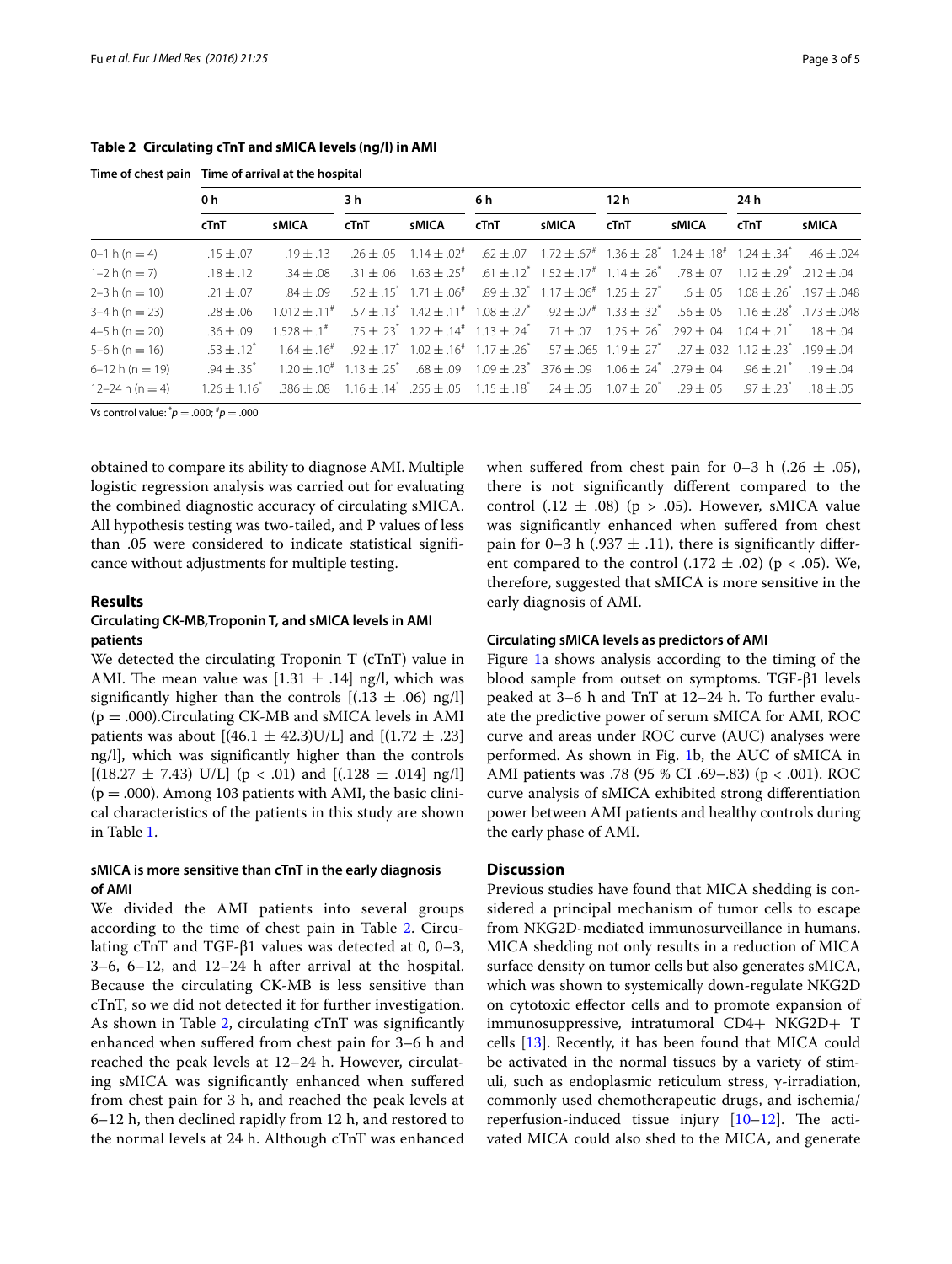**Table 2 Circulating cTnT and sMICA levels (ng/l) in AMI**

| Time of chest pain | Time of arrival at the hospital | | | | | | | | | |
|---|---|---|---|---|---|---|---|---|---|---|
| | 0 h | | 3 h | | 6 h | | 12 h | | 24 h | |
| | cTnT | sMICA | cTnT | sMICA | cTnT | sMICA | cTnT | sMICA | cTnT | sMICA |
| 0–1 h (n = 4) | .15 ± .07 | .19 ± .13 | .26 ± .05 | 1.14 ± .02[#] | .62 ± .07 | 1.72 ± .67[#] | 1.36 ± .28[*] | 1.24 ± .18[#] | 1.24 ± .34[*] | .46 ± .024 |
| 1–2 h (n = 7) | .18 ± .12 | .34 ± .08 | .31 ± .06 | 1.63 ± .25[#] | .61 ± .12[*] | 1.52 ± .17[#] | 1.14 ± .26[*] | .78 ± .07 | 1.12 ± .29[*] | .212 ± .04 |
| 2–3 h (n = 10) | .21 ± .07 | .84 ± .09 | .52 ± .15[*] | 1.71 ± .06[#] | .89 ± .32[*] | 1.17 ± .06[#] | 1.25 ± .27[*] | .6 ± .05 | 1.08 ± .26[*] | .197 ± .048 |
| 3–4 h (n = 23) | .28 ± .06 | 1.012 ± .11[#] | .57 ± .13[*] | 1.42 ± .11[#] | 1.08 ± .27[*] | .92 ± .07[#] | 1.33 ± .32[*] | .56 ± .05 | 1.16 ± .28[*] | .173 ± .048 |
| 4–5 h (n = 20) | .36 ± .09 | 1.528 ± .1[#] | .75 ± .23[*] | 1.22 ± .14[#] | 1.13 ± .24[*] | .71 ± .07 | 1.25 ± .26[*] | .292 ± .04 | 1.04 ± .21[*] | .18 ± .04 |
| 5–6 h (n = 16) | .53 ± .12[*] | 1.64 ± .16[#] | .92 ± .17[*] | 1.02 ± .16[#] | 1.17 ± .26[*] | .57 ± .065 | 1.19 ± .27[*] | .27 ± .032 | 1.12 ± .23[*] | .199 ± .04 |
| 6–12 h (n = 19) | .94 ± .35[*] | 1.20 ± .10[#] | 1.13 ± .25[*] | .68 ± .09 | 1.09 ± .23[*] | .376 ± .09 | 1.06 ± .24[*] | .279 ± .04 | .96 ± .21[*] | .19 ± .04 |
| 12–24 h (n = 4) | 1.26 ± 1.16[*] | .386 ± .08 | 1.16 ± .14[*] | .255 ± .05 | 1.15 ± .18[*] | .24 ± .05 | 1.07 ± .20[*] | .29 ± .05 | .97 ± .23[*] | .18 ± .05 |

Vs control value: [*]p = .000; [#]p = .000

obtained to compare its ability to diagnose AMI. Multiple logistic regression analysis was carried out for evaluating the combined diagnostic accuracy of circulating sMICA. All hypothesis testing was two-tailed, and P values of less than .05 were considered to indicate statistical significance without adjustments for multiple testing.

## Results

### Circulating CK-MB,Troponin T, and sMICA levels in AMI patients

We detected the circulating Troponin T (cTnT) value in AMI. The mean value was [1.31 ± .14] ng/l, which was significantly higher than the controls [(.13 ± .06) ng/l] ($p = .000$).Circulating CK-MB and sMICA levels in AMI patients was about [(46.1 ± 42.3)U/L] and [(1.72 ± .23] ng/l], which was significantly higher than the controls [(18.27 ± 7.43) U/L] ($p < .01$) and [(.128 ± .014] ng/l] ($p = .000$). Among 103 patients with AMI, the basic clinical characteristics of the patients in this study are shown in Table 1.

### sMICA is more sensitive than cTnT in the early diagnosis of AMI

We divided the AMI patients into several groups according to the time of chest pain in Table 2. Circulating cTnT and TGF-β1 values was detected at 0, 0–3, 3–6, 6–12, and 12–24 h after arrival at the hospital. Because the circulating CK-MB is less sensitive than cTnT, so we did not detected it for further investigation. As shown in Table 2, circulating cTnT was significantly enhanced when suffered from chest pain for 3–6 h and reached the peak levels at 12–24 h. However, circulating sMICA was significantly enhanced when suffered from chest pain for 3 h, and reached the peak levels at 6–12 h, then declined rapidly from 12 h, and restored to the normal levels at 24 h. Although cTnT was enhanced when suffered from chest pain for 0–3 h (.26 ± .05), there is not significantly different compared to the control (.12 ± .08) ($p > .05$). However, sMICA value was significantly enhanced when suffered from chest pain for 0–3 h (.937 ± .11), there is significantly different compared to the control (.172 ± .02) ($p < .05$). We, therefore, suggested that sMICA is more sensitive in the early diagnosis of AMI.

### Circulating sMICA levels as predictors of AMI

Figure 1a shows analysis according to the timing of the blood sample from outset on symptoms. TGF-β1 levels peaked at 3–6 h and TnT at 12–24 h. To further evaluate the predictive power of serum sMICA for AMI, ROC curve and areas under ROC curve (AUC) analyses were performed. As shown in Fig. 1b, the AUC of sMICA in AMI patients was .78 (95 % CI .69–.83) ($p < .001$). ROC curve analysis of sMICA exhibited strong differentiation power between AMI patients and healthy controls during the early phase of AMI.

## Discussion

Previous studies have found that MICA shedding is considered a principal mechanism of tumor cells to escape from NKG2D-mediated immunosurveillance in humans. MICA shedding not only results in a reduction of MICA surface density on tumor cells but also generates sMICA, which was shown to systemically down-regulate NKG2D on cytotoxic effector cells and to promote expansion of immunosuppressive, intratumoral CD4+ NKG2D+ T cells [13]. Recently, it has been found that MICA could be activated in the normal tissues by a variety of stimuli, such as endoplasmic reticulum stress, γ-irradiation, commonly used chemotherapeutic drugs, and ischemia/reperfusion-induced tissue injury [10–12]. The activated MICA could also shed to the MICA, and generate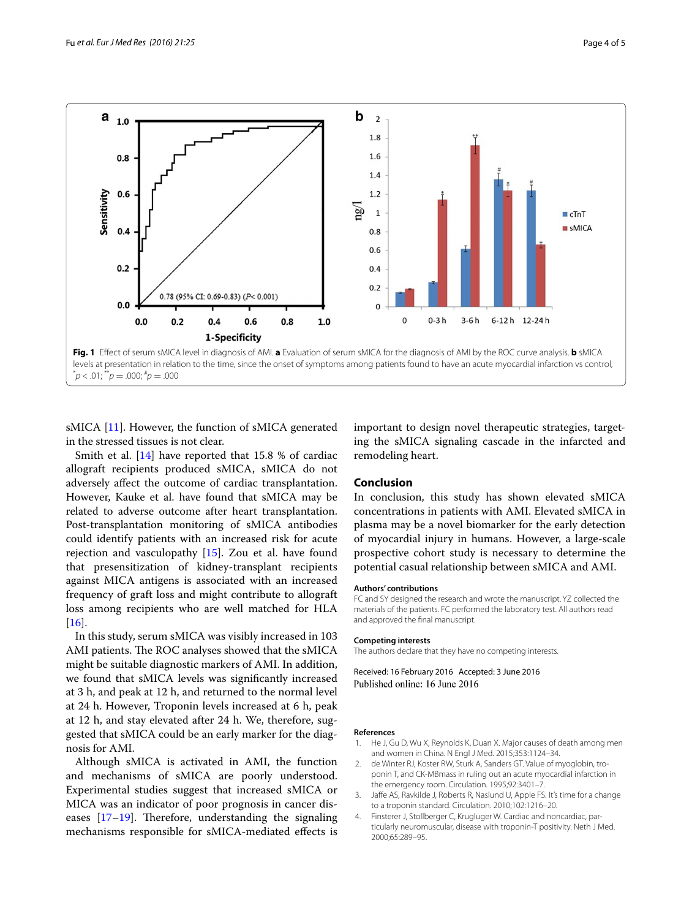a

1.0
0.8
0.6
0.4
0.2
0.0

Sensitivity

0.0 0.2 0.4 0.6 0.8 1.0

1-Specificity

0.78 (95% CI: 0.69-0.83) (P< 0.001)

b

2
1.8
1.6
1.4
1.2
1
0.8
0.6
0.4
0.2
0

ng/l

0 0-3 h 3-6 h 6-12 h 12-24 h

cTnT
sMICA

**Fig. 1** Effect of serum sMICA level in diagnosis of AMI. **a** Evaluation of serum sMICA for the diagnosis of AMI by the ROC curve analysis. **b** sMICA levels at presentation in relation to the time, since the onset of symptoms among patients found to have an acute myocardial infarction vs control, $^{*}p < .01$; $^{**}p = .000$; $^{\#}p = .000$

sMICA [11]. However, the function of sMICA generated in the stressed tissues is not clear.

Smith et al. [14] have reported that 15.8 % of cardiac allograft recipients produced sMICA, sMICA do not adversely affect the outcome of cardiac transplantation. However, Kauke et al. have found that sMICA may be related to adverse outcome after heart transplantation. Post-transplantation monitoring of sMICA antibodies could identify patients with an increased risk for acute rejection and vasculopathy [15]. Zou et al. have found that presensitization of kidney-transplant recipients against MICA antigens is associated with an increased frequency of graft loss and might contribute to allograft loss among recipients who are well matched for HLA [16].

In this study, serum sMICA was visibly increased in 103 AMI patients. The ROC analyses showed that the sMICA might be suitable diagnostic markers of AMI. In addition, we found that sMICA levels was significantly increased at 3 h, and peak at 12 h, and returned to the normal level at 24 h. However, Troponin levels increased at 6 h, peak at 12 h, and stay elevated after 24 h. We, therefore, suggested that sMICA could be an early marker for the diagnosis for AMI.

Although sMICA is activated in AMI, the function and mechanisms of sMICA are poorly understood. Experimental studies suggest that increased sMICA or MICA was an indicator of poor prognosis in cancer diseases [17–19]. Therefore, understanding the signaling mechanisms responsible for sMICA-mediated effects is important to design novel therapeutic strategies, targeting the sMICA signaling cascade in the infarcted and remodeling heart.

## Conclusion

In conclusion, this study has shown elevated sMICA concentrations in patients with AMI. Elevated sMICA in plasma may be a novel biomarker for the early detection of myocardial injury in humans. However, a large-scale prospective cohort study is necessary to determine the potential casual relationship between sMICA and AMI.

#### Authors' contributions

FC and SY designed the research and wrote the manuscript. YZ collected the materials of the patients. FC performed the laboratory test. All authors read and approved the final manuscript.

#### Competing interests

The authors declare that they have no competing interests.

Received: 16 February 2016 Accepted: 3 June 2016
Published online: 16 June 2016

#### References

1. He J, Gu D, Wu X, Reynolds K, Duan X. Major causes of death among men and women in China. N Engl J Med. 2015;353:1124–34.
2. de Winter RJ, Koster RW, Sturk A, Sanders GT. Value of myoglobin, troponin T, and CK-MBmass in ruling out an acute myocardial infarction in the emergency room. Circulation. 1995;92:3401–7.
3. Jaffe AS, Ravkilde J, Roberts R, Naslund U, Apple FS. It's time for a change to a troponin standard. Circulation. 2010;102:1216–20.
4. Finsterer J, Stollberger C, Krugluger W. Cardiac and noncardiac, particularly neuromuscular, disease with troponin-T positivity. Neth J Med. 2000;65:289–95.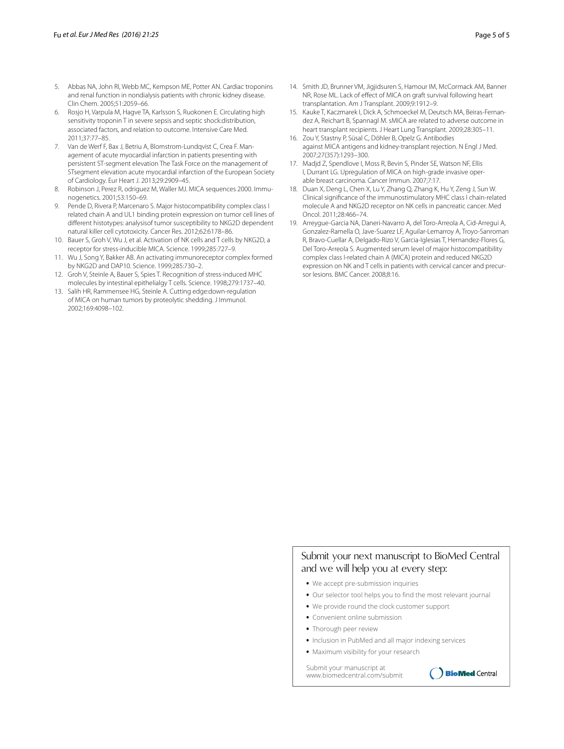5. Abbas NA, John RI, Webb MC, Kempson ME, Potter AN. Cardiac troponins and renal function in nondialysis patients with chronic kidney disease. Clin Chem. 2005;51:2059–66.
6. Rosjo H, Varpula M, Hagve TA, Karlsson S, Ruokonen E. Circulating high sensitivity troponin T in severe sepsis and septic shock:distribution, associated factors, and relation to outcome. Intensive Care Med. 2011;37:77–85.
7. Van de Werf F, Bax J, Betriu A, Blomstrom-Lundqvist C, Crea F. Management of acute myocardial infarction in patients presenting with persistent ST-segment elevation The Task Force on the management of STsegment elevation acute myocardial infarction of the European Society of Cardiology. Eur Heart J. 2013;29:2909–45.
8. Robinson J, Perez R, odriguez M, Waller MJ. MICA sequences 2000. Immunogenetics. 2001;53:150–69.
9. Pende D, Rivera P, Marcenaro S. Major histocompatibility complex class I related chain A and UL1 binding protein expression on tumor cell lines of different histotypes: analysisof tumor susceptibility to NKG2D dependent natural killer cell cytotoxicity. Cancer Res. 2012;62:6178–86.
10. Bauer S, Groh V, Wu J, et al. Activation of NK cells and T cells by NKG2D, a receptor for stress-inducible MICA. Science. 1999;285:727–9.
11. Wu J, Song Y, Bakker AB. An activating immunoreceptor complex formed by NKG2D and DAP10. Science. 1999;285:730–2.
12. Groh V, Steinle A, Bauer S, Spies T. Recognition of stress-induced MHC molecules by intestinal epithelialgy T cells. Science. 1998;279:1737–40.
13. Salih HR, Rammensee HG, Steinle A. Cutting edge:down-regulation of MICA on human tumors by proteolytic shedding. J Immunol. 2002;169:4098–102.
14. Smith JD, Brunner VM, Jigjidsuren S, Hamour IM, McCormack AM, Banner NR, Rose ML. Lack of effect of MICA on graft survival following heart transplantation. Am J Transplant. 2009;9:1912–9.
15. Kauke T, Kaczmarek I, Dick A, Schmoeckel M, Deutsch MA, Beiras-Fernandez A, Reichart B, Spannagl M. sMICA are related to adverse outcome in heart transplant recipients. J Heart Lung Transplant. 2009;28:305–11.
16. Zou Y, Stastny P, Süsal C, Döhler B, Opelz G. Antibodies against MICA antigens and kidney-transplant rejection. N Engl J Med. 2007;27(357):1293–300.
17. Madjd Z, Spendlove I, Moss R, Bevin S, Pinder SE, Watson NF, Ellis I, Durrant LG. Upregulation of MICA on high-grade invasive operable breast carcinoma. Cancer Immun. 2007;7:17.
18. Duan X, Deng L, Chen X, Lu Y, Zhang Q, Zhang K, Hu Y, Zeng J, Sun W. Clinical significance of the immunostimulatory MHC class I chain-related molecule A and NKG2D receptor on NK cells in pancreatic cancer. Med Oncol. 2011;28:466–74.
19. Arreygue-Garcia NA, Daneri-Navarro A, del Toro-Arreola A, Cid-Arregui A, Gonzalez-Ramella O, Jave-Suarez LF, Aguilar-Lemarroy A, Troyo-Sanroman R, Bravo-Cuellar A, Delgado-Rizo V, Garcia-Iglesias T, Hernandez-Flores G, Del Toro-Arreola S. Augmented serum level of major histocompatibility complex class I-related chain A (MICA) protein and reduced NKG2D expression on NK and T cells in patients with cervical cancer and precursor lesions. BMC Cancer. 2008;8:16.